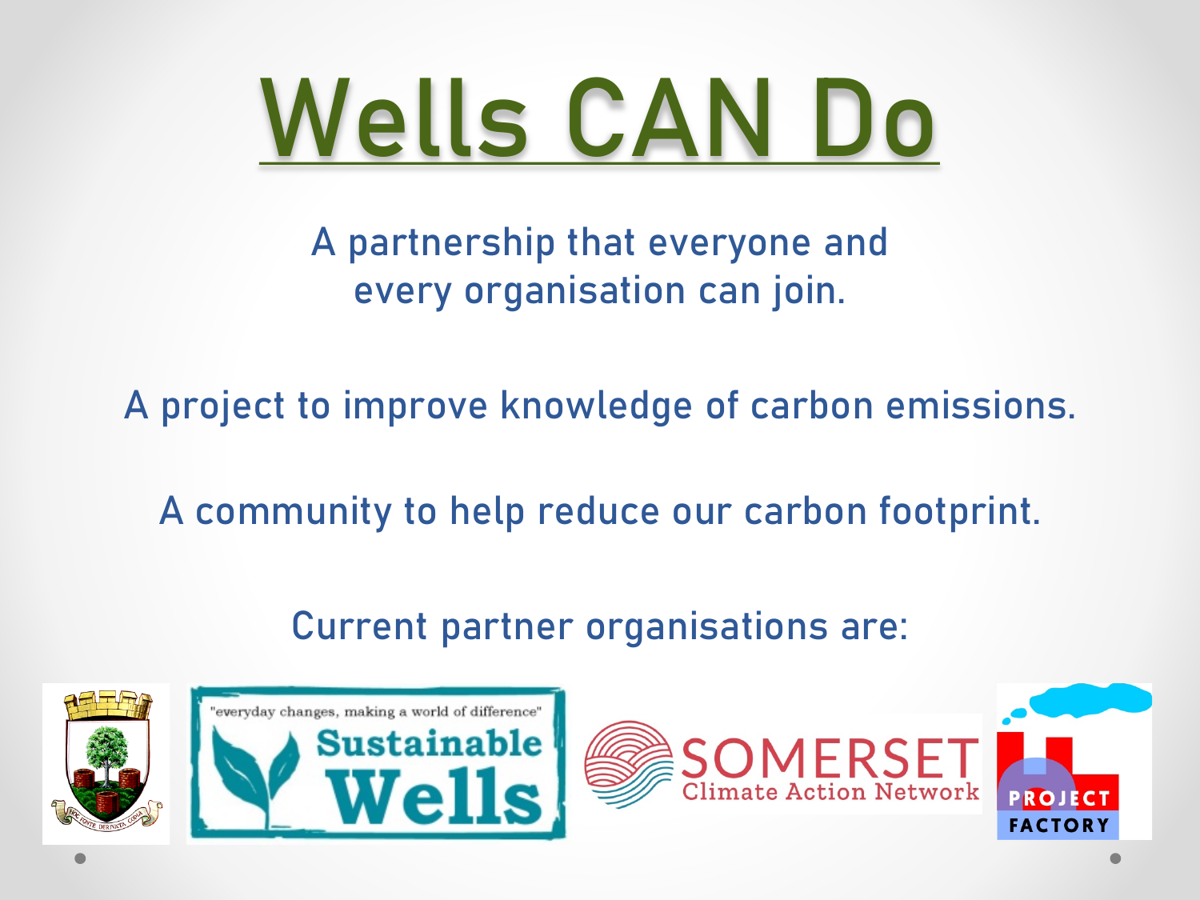# Wells CAN Do

A partnership that everyone and every organisation can join.

A project to improve knowledge of carbon emissions.

A community to help reduce our carbon footprint.

Current partner organisations are: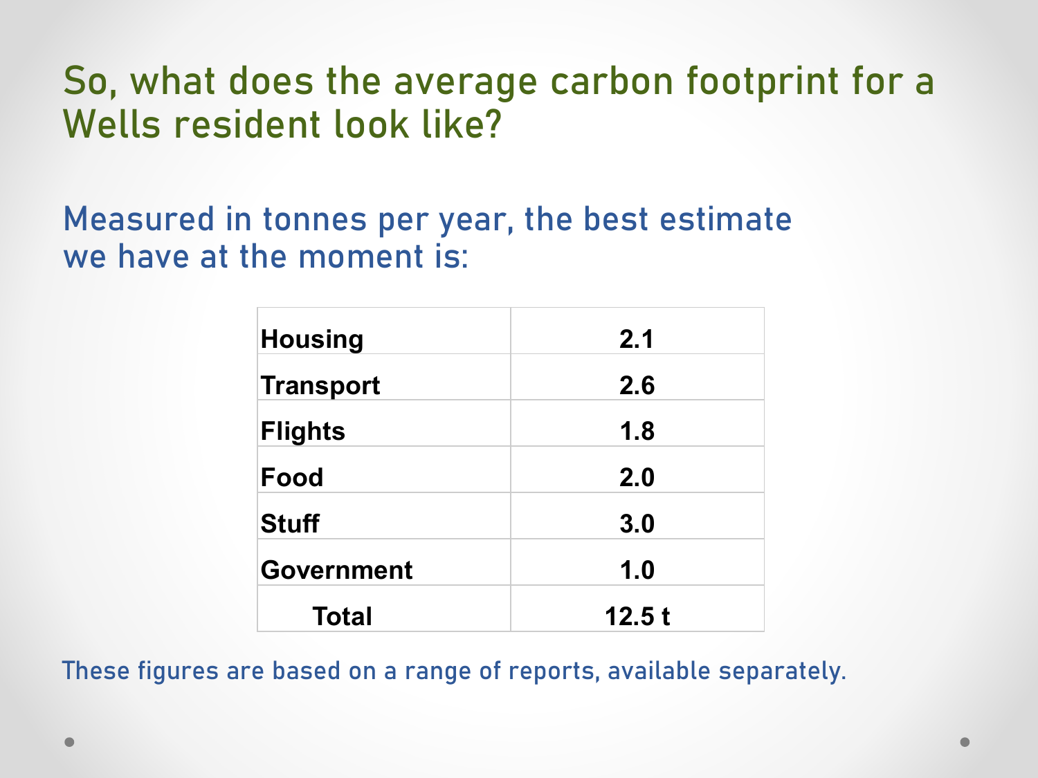# So, what does the average carbon footprint for a Wells resident look like?

## Measured in tonnes per year, the best estimate we have at the moment is:

| | |
|---|---|
| **Housing** | **2.1** |
| **Transport** | **2.6** |
| **Flights** | **1.8** |
| **Food** | **2.0** |
| **Stuff** | **3.0** |
| **Government** | **1.0** |
| **Total** | **12.5 t** |

These figures are based on a range of reports, available separately.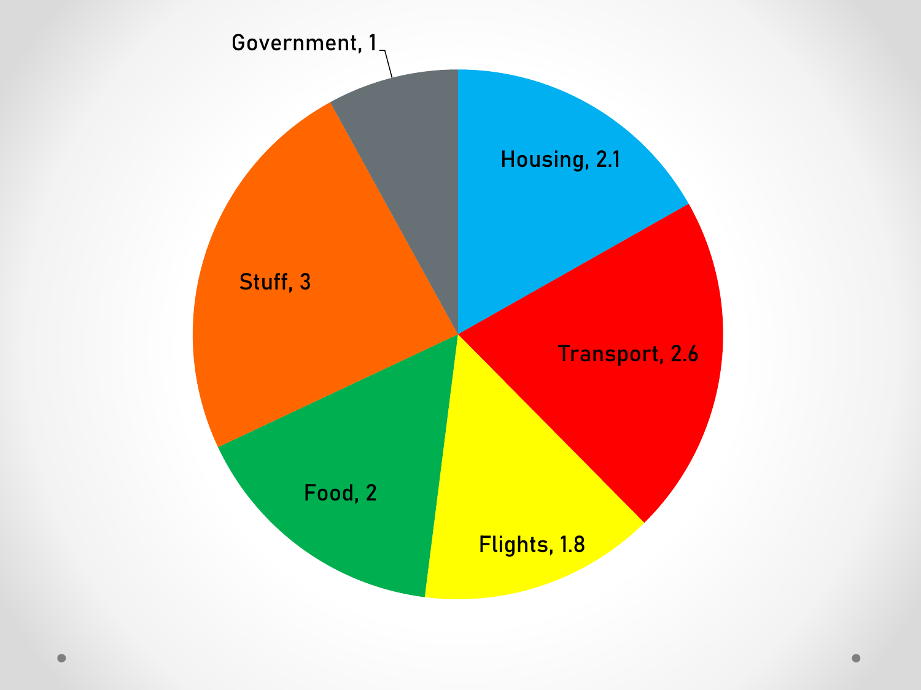Government, 1

Housing, 2.1

Stuff, 3

Transport, 2.6

Food, 2

Flights, 1.8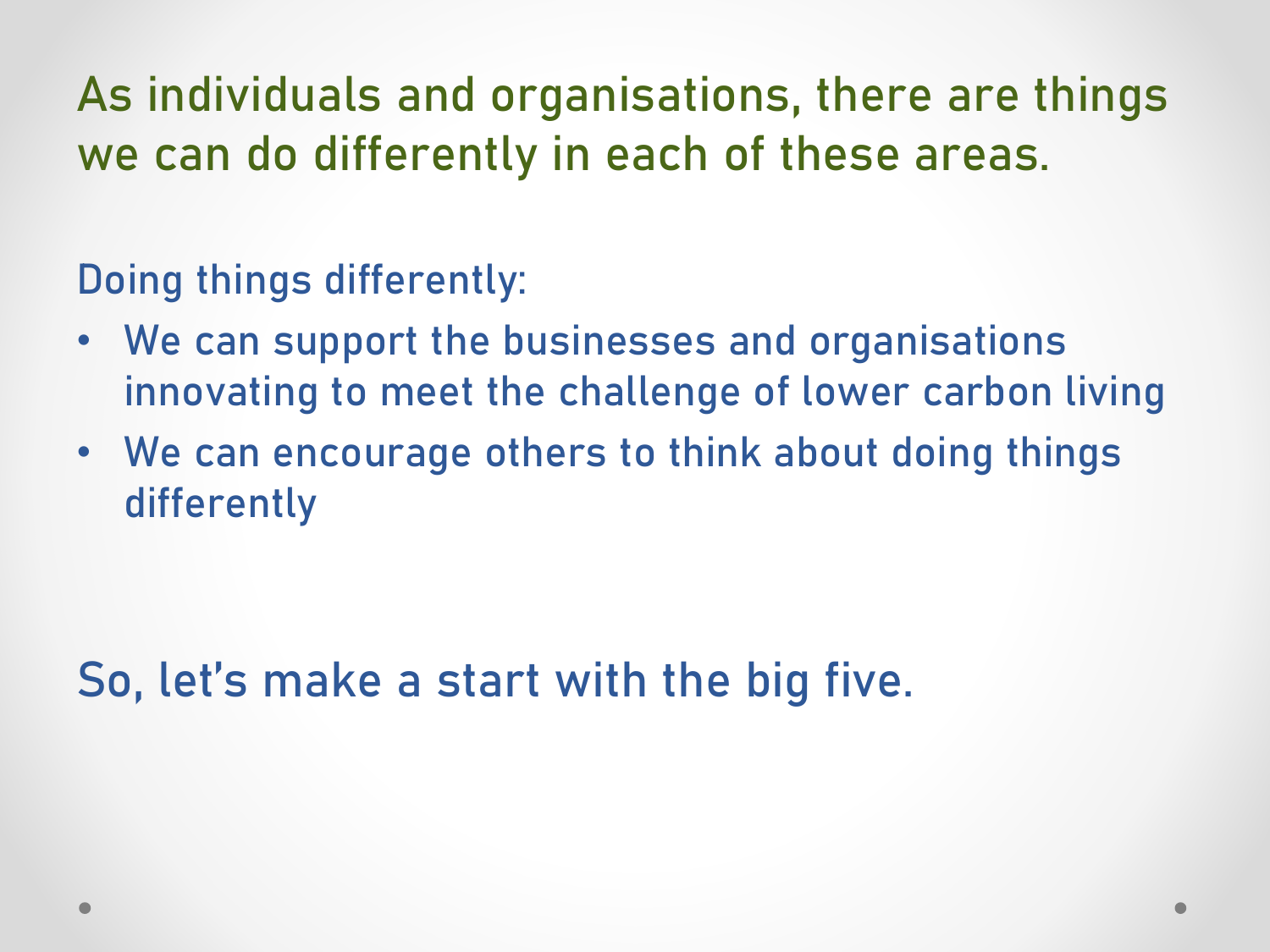## As individuals and organisations, there are things we can do differently in each of these areas.

Doing things differently:

- We can support the businesses and organisations innovating to meet the challenge of lower carbon living
- We can encourage others to think about doing things differently

So, let's make a start with the big five.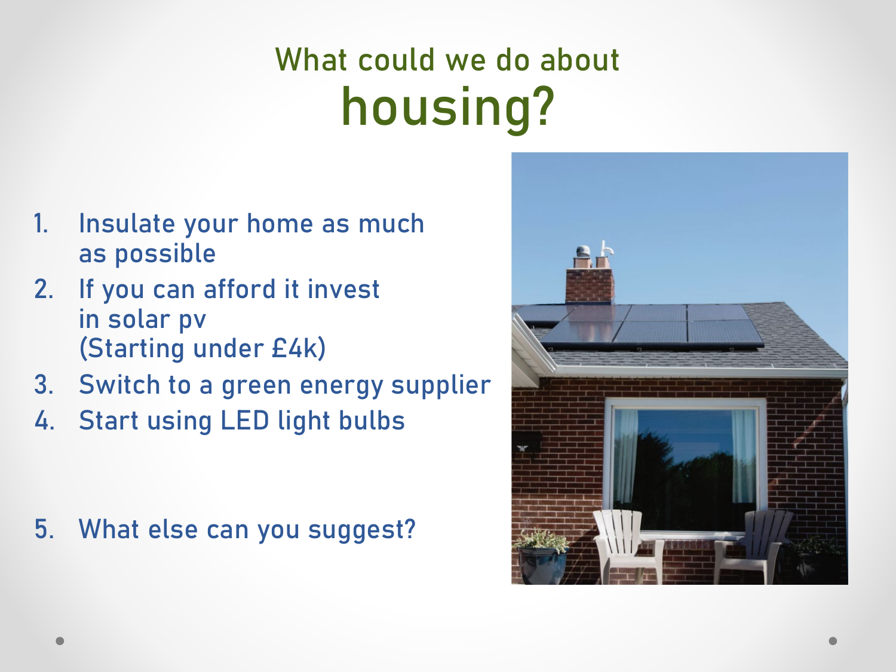# What could we do about housing?

1. Insulate your home as much as possible
2. If you can afford it invest in solar pv (Starting under £4k)
3. Switch to a green energy supplier
4. Start using LED light bulbs

5. What else can you suggest?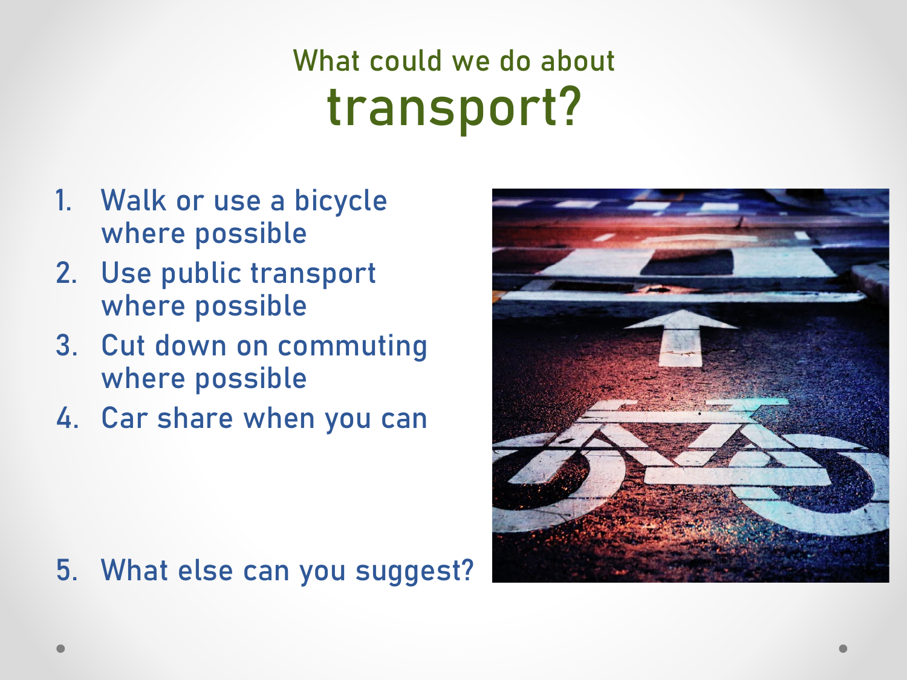# What could we do about transport?

1. Walk or use a bicycle where possible
2. Use public transport where possible
3. Cut down on commuting where possible
4. Car share when you can

5. What else can you suggest?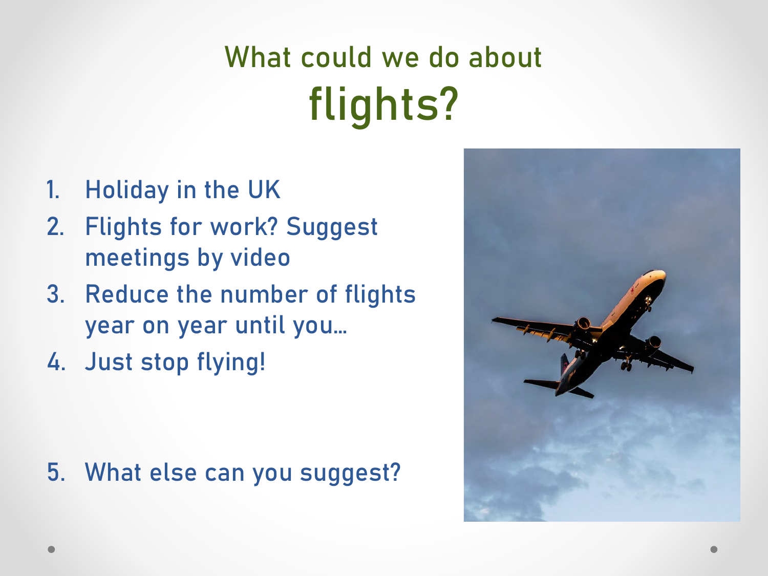# What could we do about flights?

1. Holiday in the UK
2. Flights for work? Suggest meetings by video
3. Reduce the number of flights year on year until you…
4. Just stop flying!

5. What else can you suggest?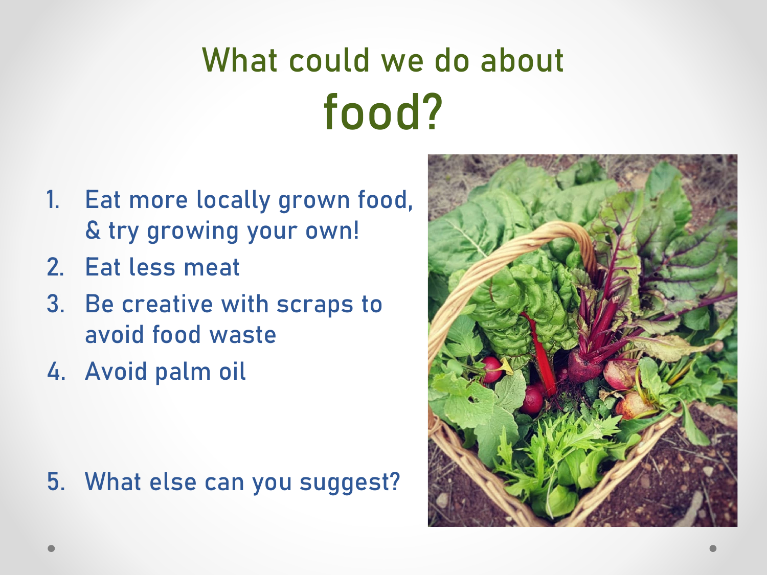# What could we do about food?

1. Eat more locally grown food, & try growing your own!
2. Eat less meat
3. Be creative with scraps to avoid food waste
4. Avoid palm oil

5. What else can you suggest?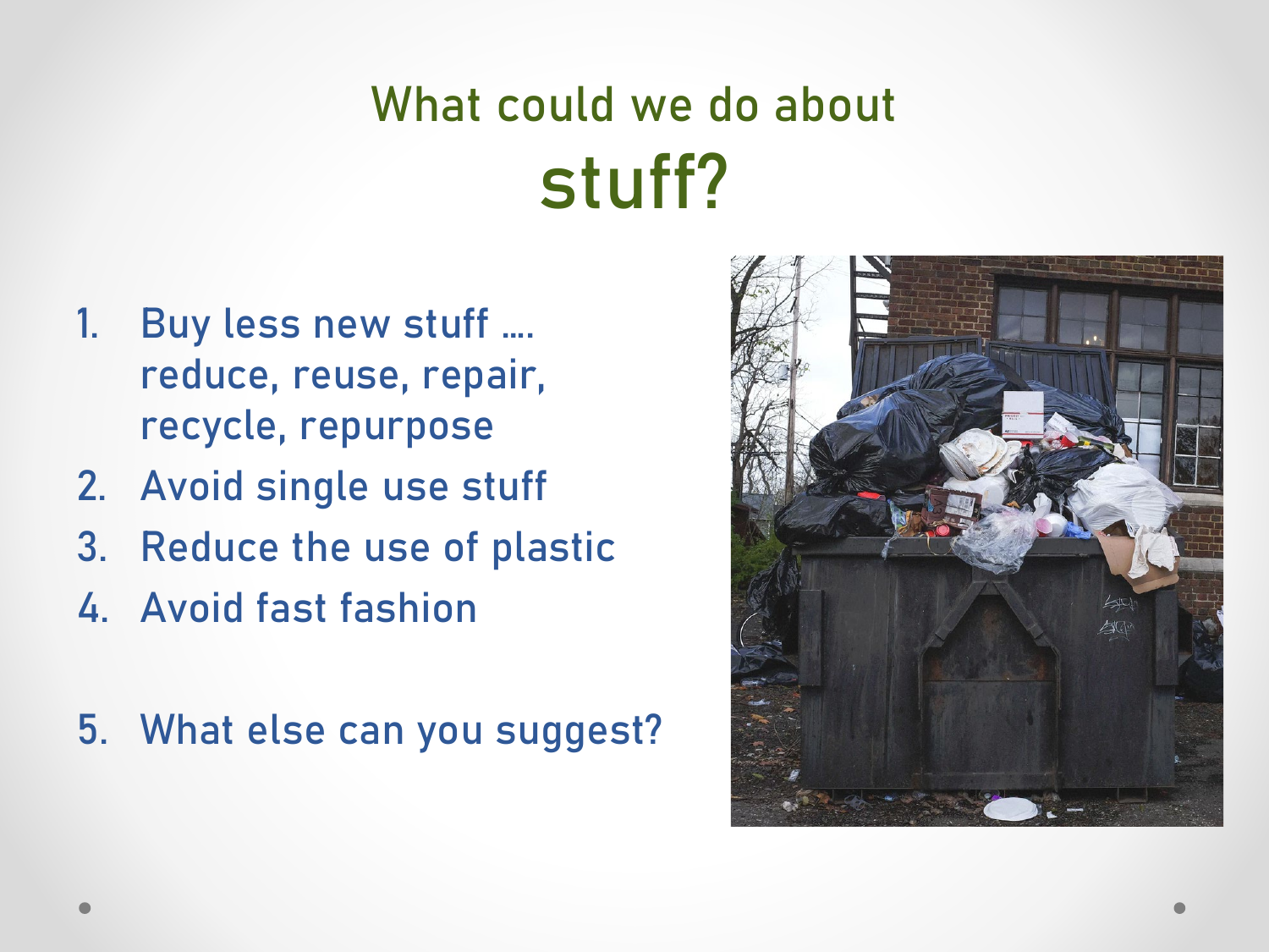# What could we do about stuff?

1. Buy less new stuff …. reduce, reuse, repair, recycle, repurpose
2. Avoid single use stuff
3. Reduce the use of plastic
4. Avoid fast fashion

5. What else can you suggest?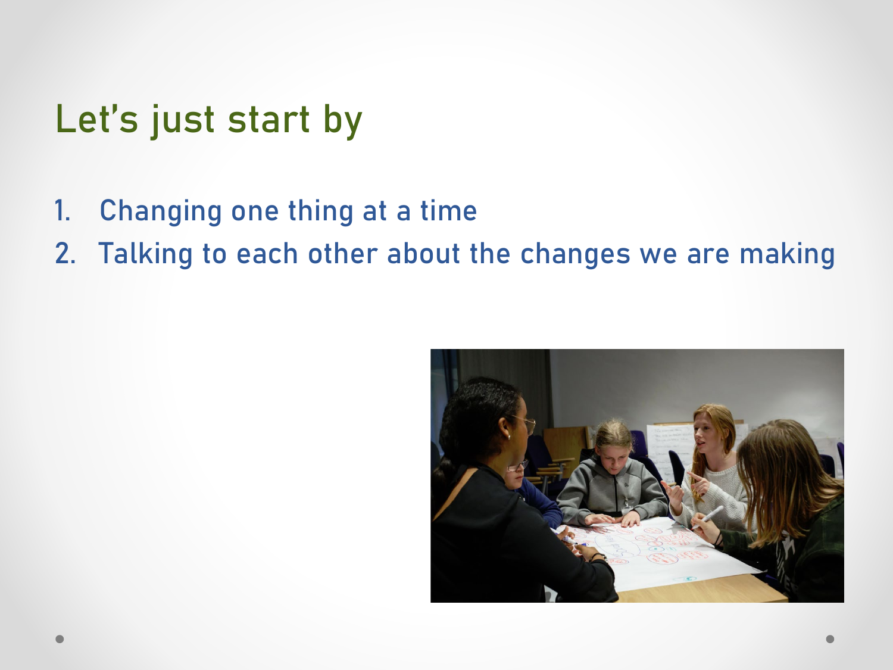# Let's just start by

1. Changing one thing at a time
2. Talking to each other about the changes we are making